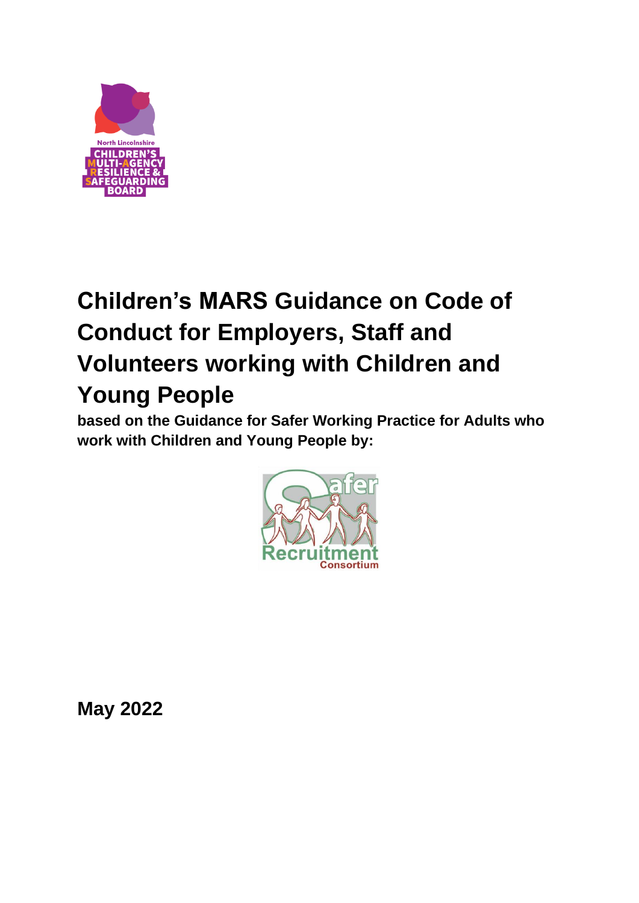# Children's MARS Guidance on Code of Conduct for Employers, Staff and Volunteers working with Children and Young People

**based on the Guidance for Safer Working Practice for Adults who work with Children and Young People by:**

**May 2022**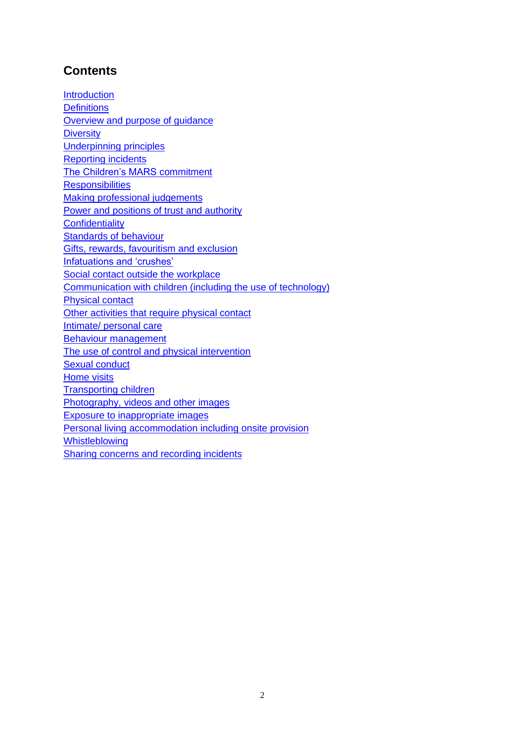## Contents

Introduction
Definitions
Overview and purpose of guidance
Diversity
Underpinning principles
Reporting incidents
The Children's MARS commitment
Responsibilities
Making professional judgements
Power and positions of trust and authority
Confidentiality
Standards of behaviour
Gifts, rewards, favouritism and exclusion
Infatuations and 'crushes'
Social contact outside the workplace
Communication with children (including the use of technology)
Physical contact
Other activities that require physical contact
Intimate/ personal care
Behaviour management
The use of control and physical intervention
Sexual conduct
Home visits
Transporting children
Photography, videos and other images
Exposure to inappropriate images
Personal living accommodation including onsite provision
Whistleblowing
Sharing concerns and recording incidents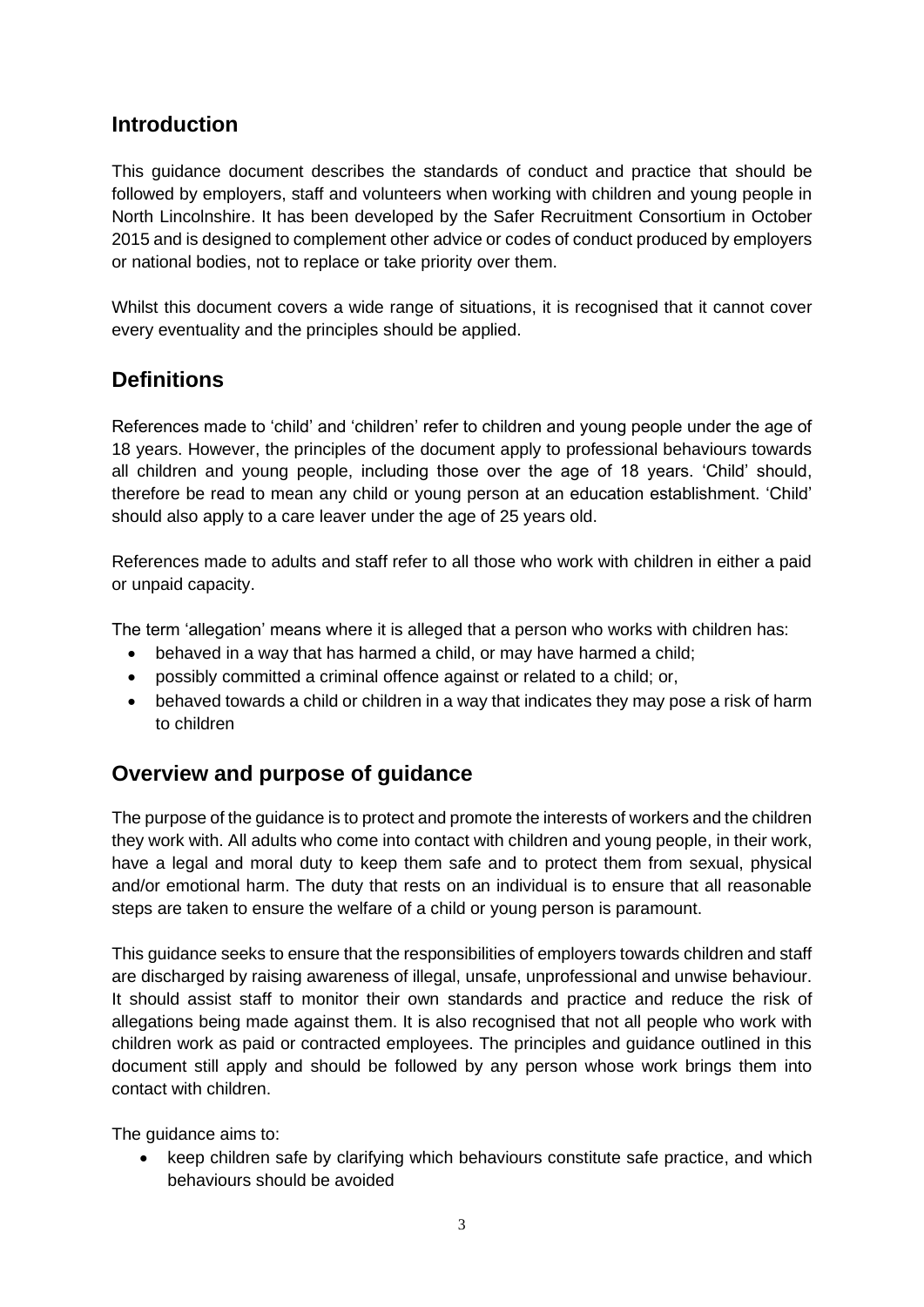## Introduction

This guidance document describes the standards of conduct and practice that should be followed by employers, staff and volunteers when working with children and young people in North Lincolnshire. It has been developed by the Safer Recruitment Consortium in October 2015 and is designed to complement other advice or codes of conduct produced by employers or national bodies, not to replace or take priority over them.

Whilst this document covers a wide range of situations, it is recognised that it cannot cover every eventuality and the principles should be applied.

## Definitions

References made to 'child' and 'children' refer to children and young people under the age of 18 years. However, the principles of the document apply to professional behaviours towards all children and young people, including those over the age of 18 years. 'Child' should, therefore be read to mean any child or young person at an education establishment. 'Child' should also apply to a care leaver under the age of 25 years old.

References made to adults and staff refer to all those who work with children in either a paid or unpaid capacity.

The term 'allegation' means where it is alleged that a person who works with children has:

- behaved in a way that has harmed a child, or may have harmed a child;
- possibly committed a criminal offence against or related to a child; or,
- behaved towards a child or children in a way that indicates they may pose a risk of harm to children

## Overview and purpose of guidance

The purpose of the guidance is to protect and promote the interests of workers and the children they work with. All adults who come into contact with children and young people, in their work, have a legal and moral duty to keep them safe and to protect them from sexual, physical and/or emotional harm. The duty that rests on an individual is to ensure that all reasonable steps are taken to ensure the welfare of a child or young person is paramount.

This guidance seeks to ensure that the responsibilities of employers towards children and staff are discharged by raising awareness of illegal, unsafe, unprofessional and unwise behaviour. It should assist staff to monitor their own standards and practice and reduce the risk of allegations being made against them. It is also recognised that not all people who work with children work as paid or contracted employees. The principles and guidance outlined in this document still apply and should be followed by any person whose work brings them into contact with children.

The guidance aims to:

- keep children safe by clarifying which behaviours constitute safe practice, and which behaviours should be avoided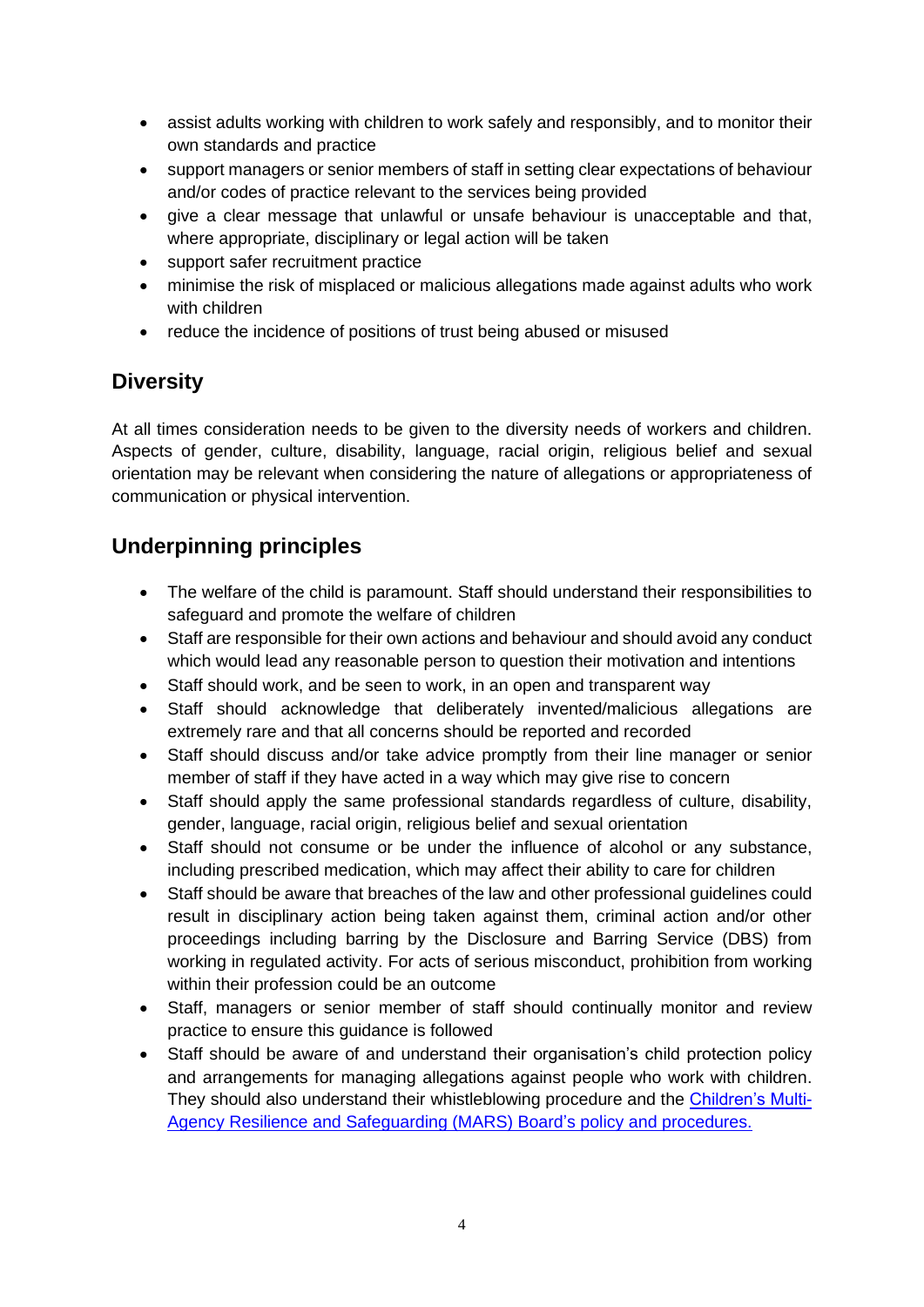- assist adults working with children to work safely and responsibly, and to monitor their own standards and practice
- support managers or senior members of staff in setting clear expectations of behaviour and/or codes of practice relevant to the services being provided
- give a clear message that unlawful or unsafe behaviour is unacceptable and that, where appropriate, disciplinary or legal action will be taken
- support safer recruitment practice
- minimise the risk of misplaced or malicious allegations made against adults who work with children
- reduce the incidence of positions of trust being abused or misused

## Diversity

At all times consideration needs to be given to the diversity needs of workers and children. Aspects of gender, culture, disability, language, racial origin, religious belief and sexual orientation may be relevant when considering the nature of allegations or appropriateness of communication or physical intervention.

## Underpinning principles

- The welfare of the child is paramount. Staff should understand their responsibilities to safeguard and promote the welfare of children
- Staff are responsible for their own actions and behaviour and should avoid any conduct which would lead any reasonable person to question their motivation and intentions
- Staff should work, and be seen to work, in an open and transparent way
- Staff should acknowledge that deliberately invented/malicious allegations are extremely rare and that all concerns should be reported and recorded
- Staff should discuss and/or take advice promptly from their line manager or senior member of staff if they have acted in a way which may give rise to concern
- Staff should apply the same professional standards regardless of culture, disability, gender, language, racial origin, religious belief and sexual orientation
- Staff should not consume or be under the influence of alcohol or any substance, including prescribed medication, which may affect their ability to care for children
- Staff should be aware that breaches of the law and other professional guidelines could result in disciplinary action being taken against them, criminal action and/or other proceedings including barring by the Disclosure and Barring Service (DBS) from working in regulated activity. For acts of serious misconduct, prohibition from working within their profession could be an outcome
- Staff, managers or senior member of staff should continually monitor and review practice to ensure this guidance is followed
- Staff should be aware of and understand their organisation's child protection policy and arrangements for managing allegations against people who work with children. They should also understand their whistleblowing procedure and the Children's Multi-Agency Resilience and Safeguarding (MARS) Board's policy and procedures.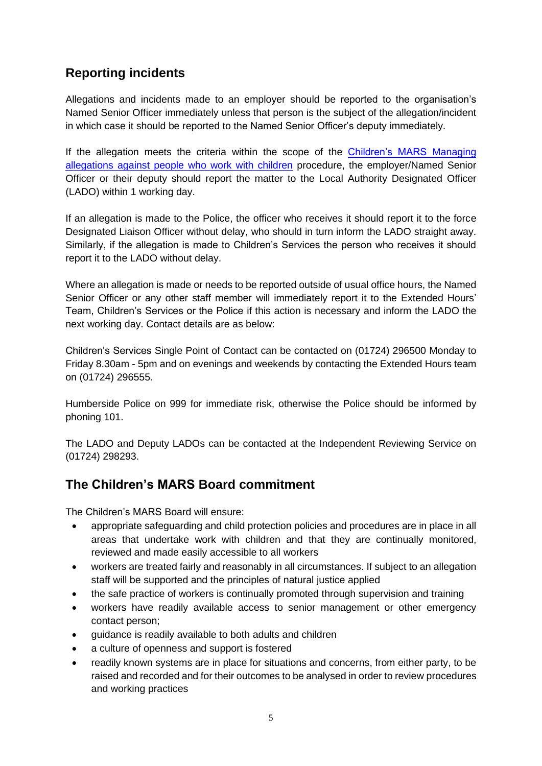## Reporting incidents

Allegations and incidents made to an employer should be reported to the organisation's Named Senior Officer immediately unless that person is the subject of the allegation/incident in which case it should be reported to the Named Senior Officer's deputy immediately.

If the allegation meets the criteria within the scope of the Children's MARS Managing allegations against people who work with children procedure, the employer/Named Senior Officer or their deputy should report the matter to the Local Authority Designated Officer (LADO) within 1 working day.

If an allegation is made to the Police, the officer who receives it should report it to the force Designated Liaison Officer without delay, who should in turn inform the LADO straight away. Similarly, if the allegation is made to Children's Services the person who receives it should report it to the LADO without delay.

Where an allegation is made or needs to be reported outside of usual office hours, the Named Senior Officer or any other staff member will immediately report it to the Extended Hours' Team, Children's Services or the Police if this action is necessary and inform the LADO the next working day. Contact details are as below:

Children's Services Single Point of Contact can be contacted on (01724) 296500 Monday to Friday 8.30am - 5pm and on evenings and weekends by contacting the Extended Hours team on (01724) 296555.

Humberside Police on 999 for immediate risk, otherwise the Police should be informed by phoning 101.

The LADO and Deputy LADOs can be contacted at the Independent Reviewing Service on (01724) 298293.

## The Children's MARS Board commitment

The Children's MARS Board will ensure:

- appropriate safeguarding and child protection policies and procedures are in place in all areas that undertake work with children and that they are continually monitored, reviewed and made easily accessible to all workers
- workers are treated fairly and reasonably in all circumstances. If subject to an allegation staff will be supported and the principles of natural justice applied
- the safe practice of workers is continually promoted through supervision and training
- workers have readily available access to senior management or other emergency contact person;
- guidance is readily available to both adults and children
- a culture of openness and support is fostered
- readily known systems are in place for situations and concerns, from either party, to be raised and recorded and for their outcomes to be analysed in order to review procedures and working practices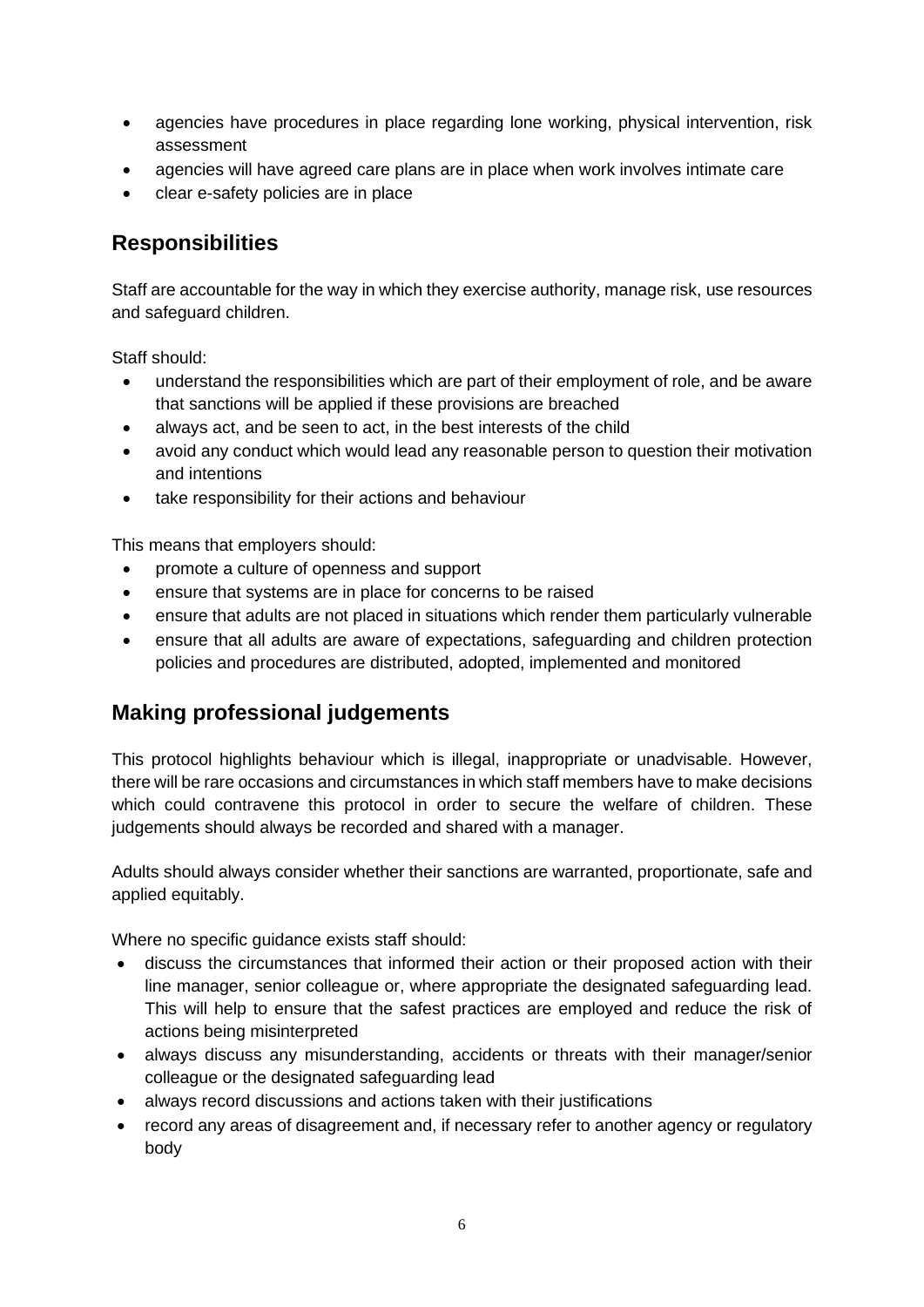- agencies have procedures in place regarding lone working, physical intervention, risk assessment
- agencies will have agreed care plans are in place when work involves intimate care
- clear e-safety policies are in place

## Responsibilities

Staff are accountable for the way in which they exercise authority, manage risk, use resources and safeguard children.

Staff should:

- understand the responsibilities which are part of their employment of role, and be aware that sanctions will be applied if these provisions are breached
- always act, and be seen to act, in the best interests of the child
- avoid any conduct which would lead any reasonable person to question their motivation and intentions
- take responsibility for their actions and behaviour

This means that employers should:

- promote a culture of openness and support
- ensure that systems are in place for concerns to be raised
- ensure that adults are not placed in situations which render them particularly vulnerable
- ensure that all adults are aware of expectations, safeguarding and children protection policies and procedures are distributed, adopted, implemented and monitored

## Making professional judgements

This protocol highlights behaviour which is illegal, inappropriate or unadvisable. However, there will be rare occasions and circumstances in which staff members have to make decisions which could contravene this protocol in order to secure the welfare of children. These judgements should always be recorded and shared with a manager.

Adults should always consider whether their sanctions are warranted, proportionate, safe and applied equitably.

Where no specific guidance exists staff should:

- discuss the circumstances that informed their action or their proposed action with their line manager, senior colleague or, where appropriate the designated safeguarding lead. This will help to ensure that the safest practices are employed and reduce the risk of actions being misinterpreted
- always discuss any misunderstanding, accidents or threats with their manager/senior colleague or the designated safeguarding lead
- always record discussions and actions taken with their justifications
- record any areas of disagreement and, if necessary refer to another agency or regulatory body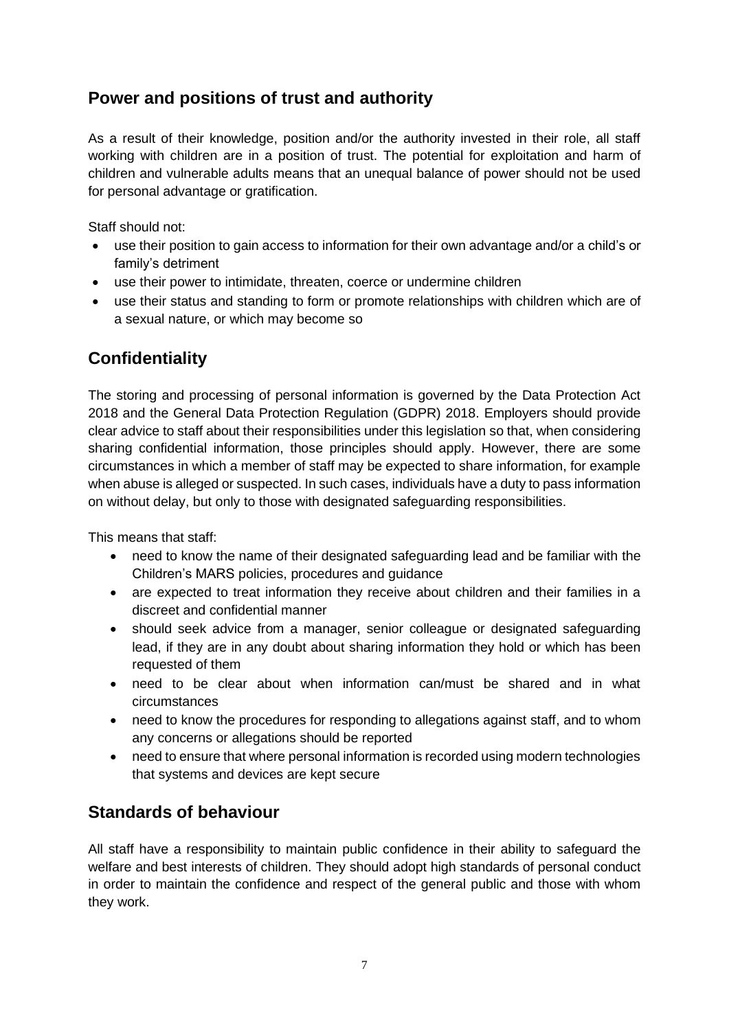## Power and positions of trust and authority

As a result of their knowledge, position and/or the authority invested in their role, all staff working with children are in a position of trust. The potential for exploitation and harm of children and vulnerable adults means that an unequal balance of power should not be used for personal advantage or gratification.

Staff should not:

- use their position to gain access to information for their own advantage and/or a child's or family's detriment
- use their power to intimidate, threaten, coerce or undermine children
- use their status and standing to form or promote relationships with children which are of a sexual nature, or which may become so

## Confidentiality

The storing and processing of personal information is governed by the Data Protection Act 2018 and the General Data Protection Regulation (GDPR) 2018. Employers should provide clear advice to staff about their responsibilities under this legislation so that, when considering sharing confidential information, those principles should apply. However, there are some circumstances in which a member of staff may be expected to share information, for example when abuse is alleged or suspected. In such cases, individuals have a duty to pass information on without delay, but only to those with designated safeguarding responsibilities.

This means that staff:

- need to know the name of their designated safeguarding lead and be familiar with the Children's MARS policies, procedures and guidance
- are expected to treat information they receive about children and their families in a discreet and confidential manner
- should seek advice from a manager, senior colleague or designated safeguarding lead, if they are in any doubt about sharing information they hold or which has been requested of them
- need to be clear about when information can/must be shared and in what circumstances
- need to know the procedures for responding to allegations against staff, and to whom any concerns or allegations should be reported
- need to ensure that where personal information is recorded using modern technologies that systems and devices are kept secure

## Standards of behaviour

All staff have a responsibility to maintain public confidence in their ability to safeguard the welfare and best interests of children. They should adopt high standards of personal conduct in order to maintain the confidence and respect of the general public and those with whom they work.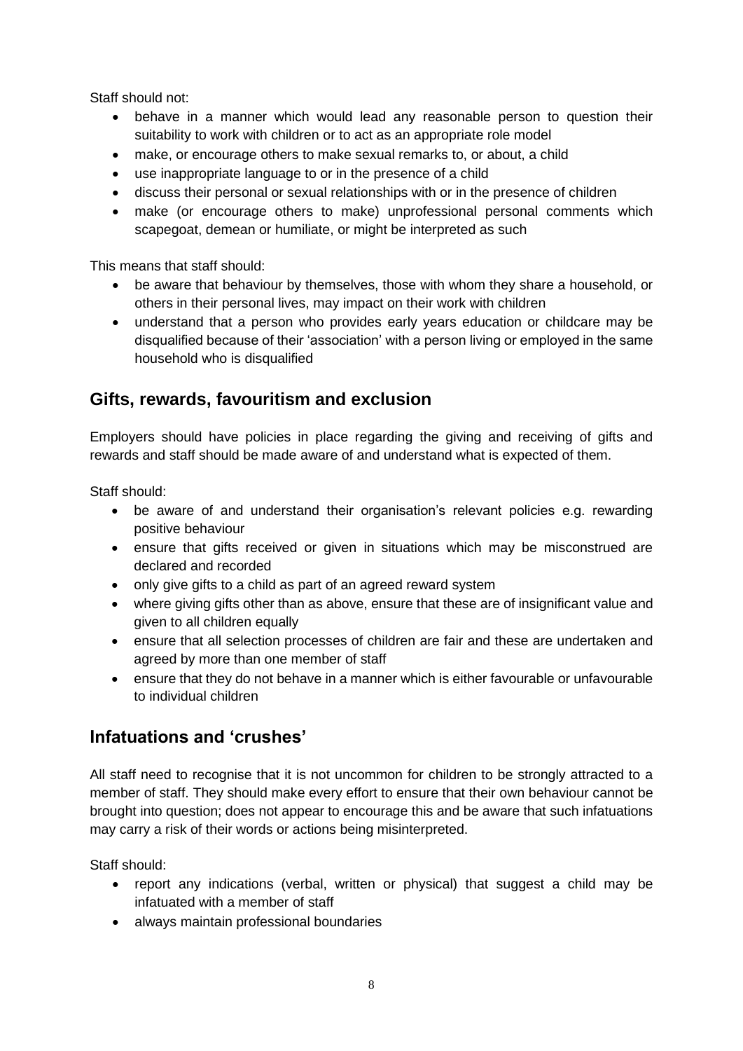Staff should not:

- behave in a manner which would lead any reasonable person to question their suitability to work with children or to act as an appropriate role model
- make, or encourage others to make sexual remarks to, or about, a child
- use inappropriate language to or in the presence of a child
- discuss their personal or sexual relationships with or in the presence of children
- make (or encourage others to make) unprofessional personal comments which scapegoat, demean or humiliate, or might be interpreted as such

This means that staff should:

- be aware that behaviour by themselves, those with whom they share a household, or others in their personal lives, may impact on their work with children
- understand that a person who provides early years education or childcare may be disqualified because of their 'association' with a person living or employed in the same household who is disqualified

## Gifts, rewards, favouritism and exclusion

Employers should have policies in place regarding the giving and receiving of gifts and rewards and staff should be made aware of and understand what is expected of them.

Staff should:

- be aware of and understand their organisation's relevant policies e.g. rewarding positive behaviour
- ensure that gifts received or given in situations which may be misconstrued are declared and recorded
- only give gifts to a child as part of an agreed reward system
- where giving gifts other than as above, ensure that these are of insignificant value and given to all children equally
- ensure that all selection processes of children are fair and these are undertaken and agreed by more than one member of staff
- ensure that they do not behave in a manner which is either favourable or unfavourable to individual children

## Infatuations and 'crushes'

All staff need to recognise that it is not uncommon for children to be strongly attracted to a member of staff. They should make every effort to ensure that their own behaviour cannot be brought into question; does not appear to encourage this and be aware that such infatuations may carry a risk of their words or actions being misinterpreted.

Staff should:

- report any indications (verbal, written or physical) that suggest a child may be infatuated with a member of staff
- always maintain professional boundaries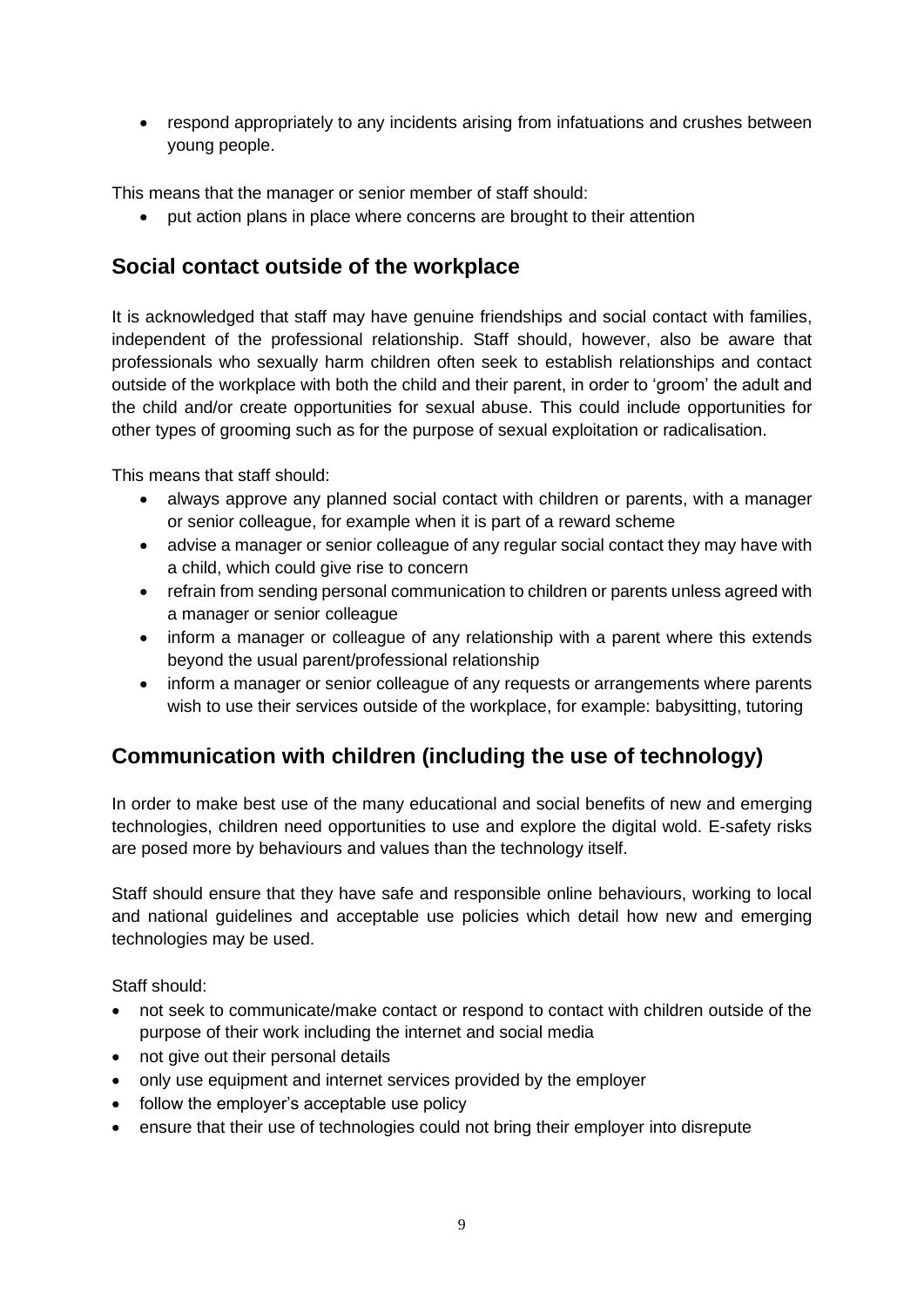- respond appropriately to any incidents arising from infatuations and crushes between young people.

This means that the manager or senior member of staff should:

- put action plans in place where concerns are brought to their attention

## Social contact outside of the workplace

It is acknowledged that staff may have genuine friendships and social contact with families, independent of the professional relationship. Staff should, however, also be aware that professionals who sexually harm children often seek to establish relationships and contact outside of the workplace with both the child and their parent, in order to 'groom' the adult and the child and/or create opportunities for sexual abuse. This could include opportunities for other types of grooming such as for the purpose of sexual exploitation or radicalisation.

This means that staff should:

- always approve any planned social contact with children or parents, with a manager or senior colleague, for example when it is part of a reward scheme
- advise a manager or senior colleague of any regular social contact they may have with a child, which could give rise to concern
- refrain from sending personal communication to children or parents unless agreed with a manager or senior colleague
- inform a manager or colleague of any relationship with a parent where this extends beyond the usual parent/professional relationship
- inform a manager or senior colleague of any requests or arrangements where parents wish to use their services outside of the workplace, for example: babysitting, tutoring

## Communication with children (including the use of technology)

In order to make best use of the many educational and social benefits of new and emerging technologies, children need opportunities to use and explore the digital wold. E-safety risks are posed more by behaviours and values than the technology itself.

Staff should ensure that they have safe and responsible online behaviours, working to local and national guidelines and acceptable use policies which detail how new and emerging technologies may be used.

Staff should:

- not seek to communicate/make contact or respond to contact with children outside of the purpose of their work including the internet and social media
- not give out their personal details
- only use equipment and internet services provided by the employer
- follow the employer's acceptable use policy
- ensure that their use of technologies could not bring their employer into disrepute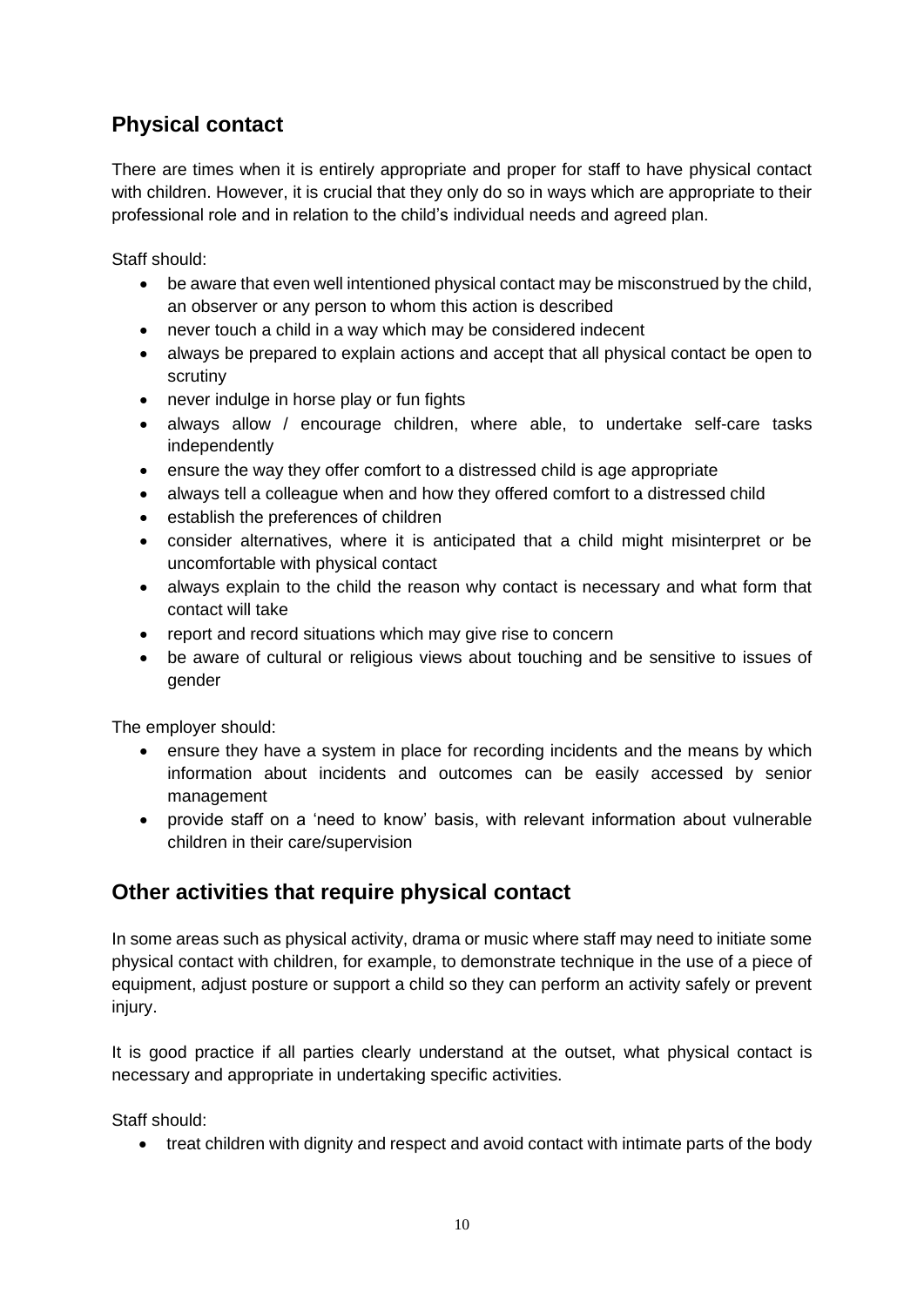## Physical contact

There are times when it is entirely appropriate and proper for staff to have physical contact with children. However, it is crucial that they only do so in ways which are appropriate to their professional role and in relation to the child's individual needs and agreed plan.

Staff should:

- be aware that even well intentioned physical contact may be misconstrued by the child, an observer or any person to whom this action is described
- never touch a child in a way which may be considered indecent
- always be prepared to explain actions and accept that all physical contact be open to scrutiny
- never indulge in horse play or fun fights
- always allow / encourage children, where able, to undertake self-care tasks independently
- ensure the way they offer comfort to a distressed child is age appropriate
- always tell a colleague when and how they offered comfort to a distressed child
- establish the preferences of children
- consider alternatives, where it is anticipated that a child might misinterpret or be uncomfortable with physical contact
- always explain to the child the reason why contact is necessary and what form that contact will take
- report and record situations which may give rise to concern
- be aware of cultural or religious views about touching and be sensitive to issues of gender

The employer should:

- ensure they have a system in place for recording incidents and the means by which information about incidents and outcomes can be easily accessed by senior management
- provide staff on a 'need to know' basis, with relevant information about vulnerable children in their care/supervision

## Other activities that require physical contact

In some areas such as physical activity, drama or music where staff may need to initiate some physical contact with children, for example, to demonstrate technique in the use of a piece of equipment, adjust posture or support a child so they can perform an activity safely or prevent injury.

It is good practice if all parties clearly understand at the outset, what physical contact is necessary and appropriate in undertaking specific activities.

Staff should:

- treat children with dignity and respect and avoid contact with intimate parts of the body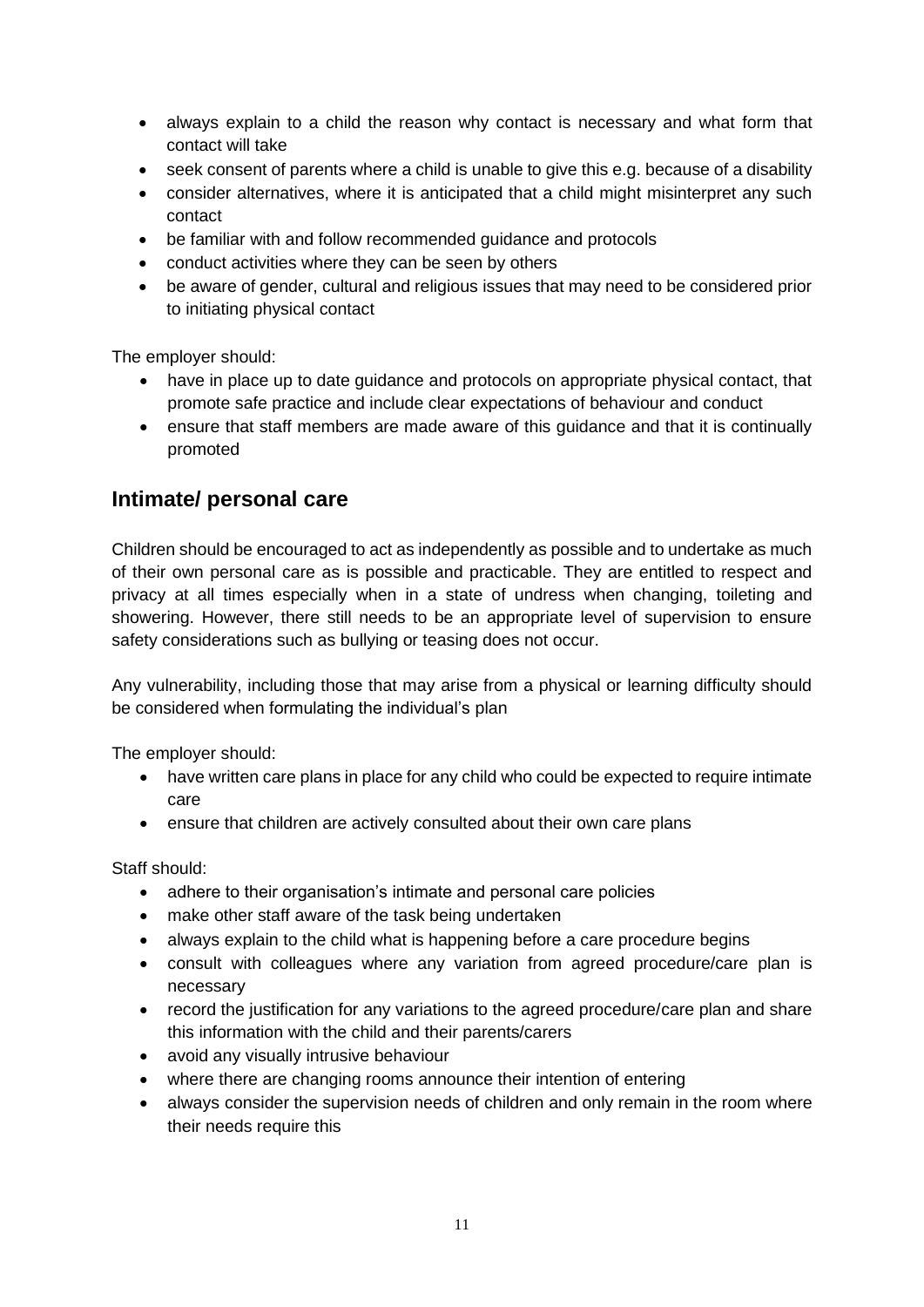- always explain to a child the reason why contact is necessary and what form that contact will take
- seek consent of parents where a child is unable to give this e.g. because of a disability
- consider alternatives, where it is anticipated that a child might misinterpret any such contact
- be familiar with and follow recommended guidance and protocols
- conduct activities where they can be seen by others
- be aware of gender, cultural and religious issues that may need to be considered prior to initiating physical contact

The employer should:

- have in place up to date guidance and protocols on appropriate physical contact, that promote safe practice and include clear expectations of behaviour and conduct
- ensure that staff members are made aware of this guidance and that it is continually promoted

## Intimate/ personal care

Children should be encouraged to act as independently as possible and to undertake as much of their own personal care as is possible and practicable. They are entitled to respect and privacy at all times especially when in a state of undress when changing, toileting and showering. However, there still needs to be an appropriate level of supervision to ensure safety considerations such as bullying or teasing does not occur.

Any vulnerability, including those that may arise from a physical or learning difficulty should be considered when formulating the individual's plan

The employer should:

- have written care plans in place for any child who could be expected to require intimate care
- ensure that children are actively consulted about their own care plans

Staff should:

- adhere to their organisation's intimate and personal care policies
- make other staff aware of the task being undertaken
- always explain to the child what is happening before a care procedure begins
- consult with colleagues where any variation from agreed procedure/care plan is necessary
- record the justification for any variations to the agreed procedure/care plan and share this information with the child and their parents/carers
- avoid any visually intrusive behaviour
- where there are changing rooms announce their intention of entering
- always consider the supervision needs of children and only remain in the room where their needs require this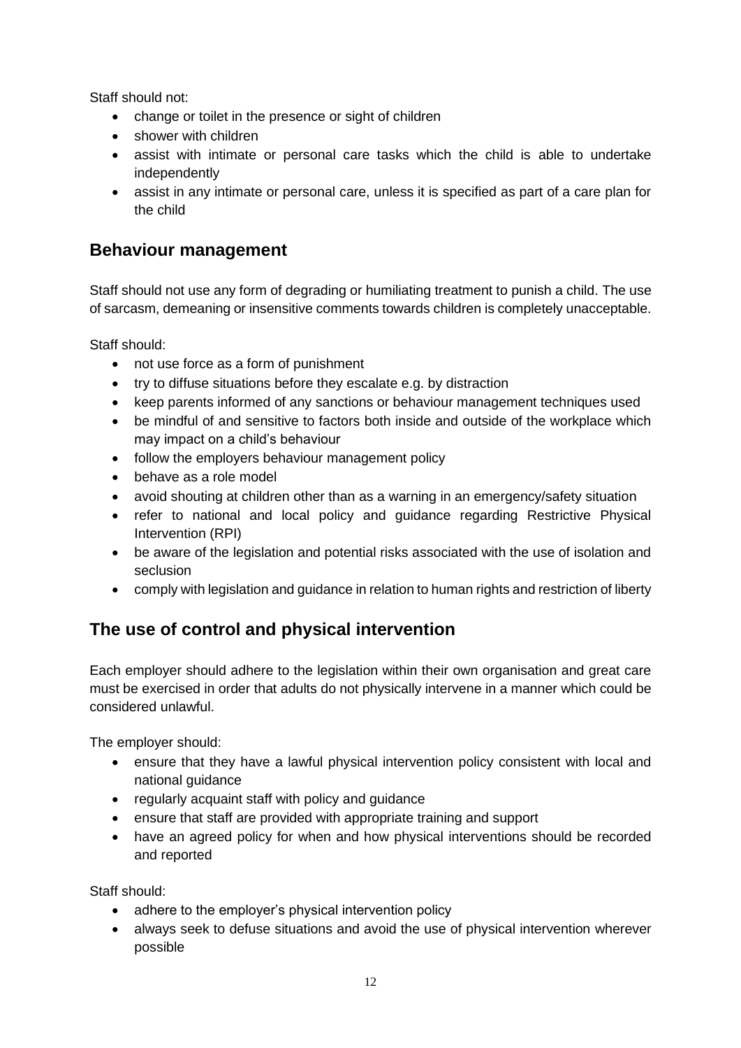Staff should not:

- change or toilet in the presence or sight of children
- shower with children
- assist with intimate or personal care tasks which the child is able to undertake independently
- assist in any intimate or personal care, unless it is specified as part of a care plan for the child

## Behaviour management

Staff should not use any form of degrading or humiliating treatment to punish a child. The use of sarcasm, demeaning or insensitive comments towards children is completely unacceptable.

Staff should:

- not use force as a form of punishment
- try to diffuse situations before they escalate e.g. by distraction
- keep parents informed of any sanctions or behaviour management techniques used
- be mindful of and sensitive to factors both inside and outside of the workplace which may impact on a child's behaviour
- follow the employers behaviour management policy
- behave as a role model
- avoid shouting at children other than as a warning in an emergency/safety situation
- refer to national and local policy and guidance regarding Restrictive Physical Intervention (RPI)
- be aware of the legislation and potential risks associated with the use of isolation and seclusion
- comply with legislation and guidance in relation to human rights and restriction of liberty

## The use of control and physical intervention

Each employer should adhere to the legislation within their own organisation and great care must be exercised in order that adults do not physically intervene in a manner which could be considered unlawful.

The employer should:

- ensure that they have a lawful physical intervention policy consistent with local and national guidance
- regularly acquaint staff with policy and guidance
- ensure that staff are provided with appropriate training and support
- have an agreed policy for when and how physical interventions should be recorded and reported

Staff should:

- adhere to the employer's physical intervention policy
- always seek to defuse situations and avoid the use of physical intervention wherever possible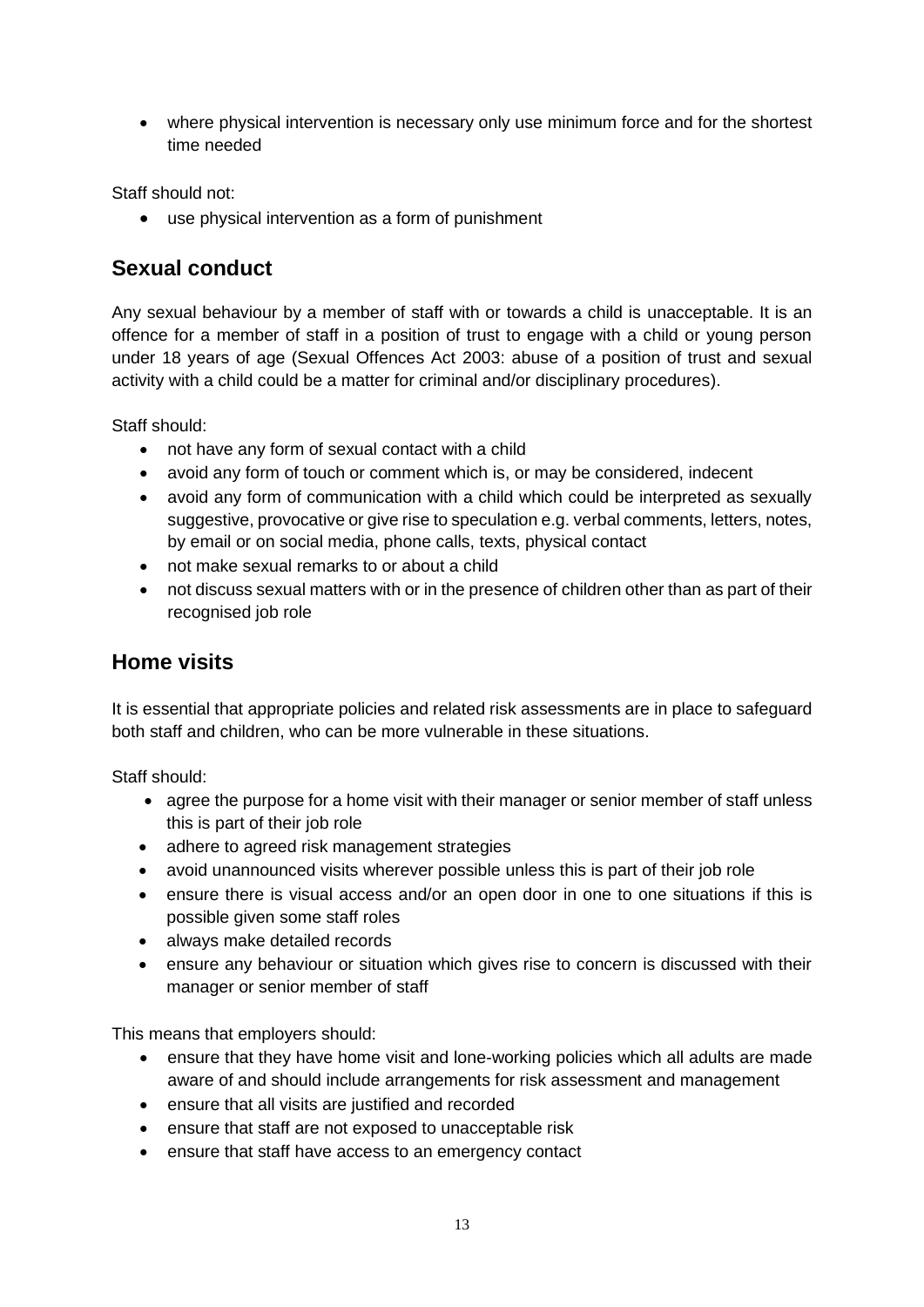- where physical intervention is necessary only use minimum force and for the shortest time needed

Staff should not:

- use physical intervention as a form of punishment

## Sexual conduct

Any sexual behaviour by a member of staff with or towards a child is unacceptable. It is an offence for a member of staff in a position of trust to engage with a child or young person under 18 years of age (Sexual Offences Act 2003: abuse of a position of trust and sexual activity with a child could be a matter for criminal and/or disciplinary procedures).

Staff should:

- not have any form of sexual contact with a child
- avoid any form of touch or comment which is, or may be considered, indecent
- avoid any form of communication with a child which could be interpreted as sexually suggestive, provocative or give rise to speculation e.g. verbal comments, letters, notes, by email or on social media, phone calls, texts, physical contact
- not make sexual remarks to or about a child
- not discuss sexual matters with or in the presence of children other than as part of their recognised job role

## Home visits

It is essential that appropriate policies and related risk assessments are in place to safeguard both staff and children, who can be more vulnerable in these situations.

Staff should:

- agree the purpose for a home visit with their manager or senior member of staff unless this is part of their job role
- adhere to agreed risk management strategies
- avoid unannounced visits wherever possible unless this is part of their job role
- ensure there is visual access and/or an open door in one to one situations if this is possible given some staff roles
- always make detailed records
- ensure any behaviour or situation which gives rise to concern is discussed with their manager or senior member of staff

This means that employers should:

- ensure that they have home visit and lone-working policies which all adults are made aware of and should include arrangements for risk assessment and management
- ensure that all visits are justified and recorded
- ensure that staff are not exposed to unacceptable risk
- ensure that staff have access to an emergency contact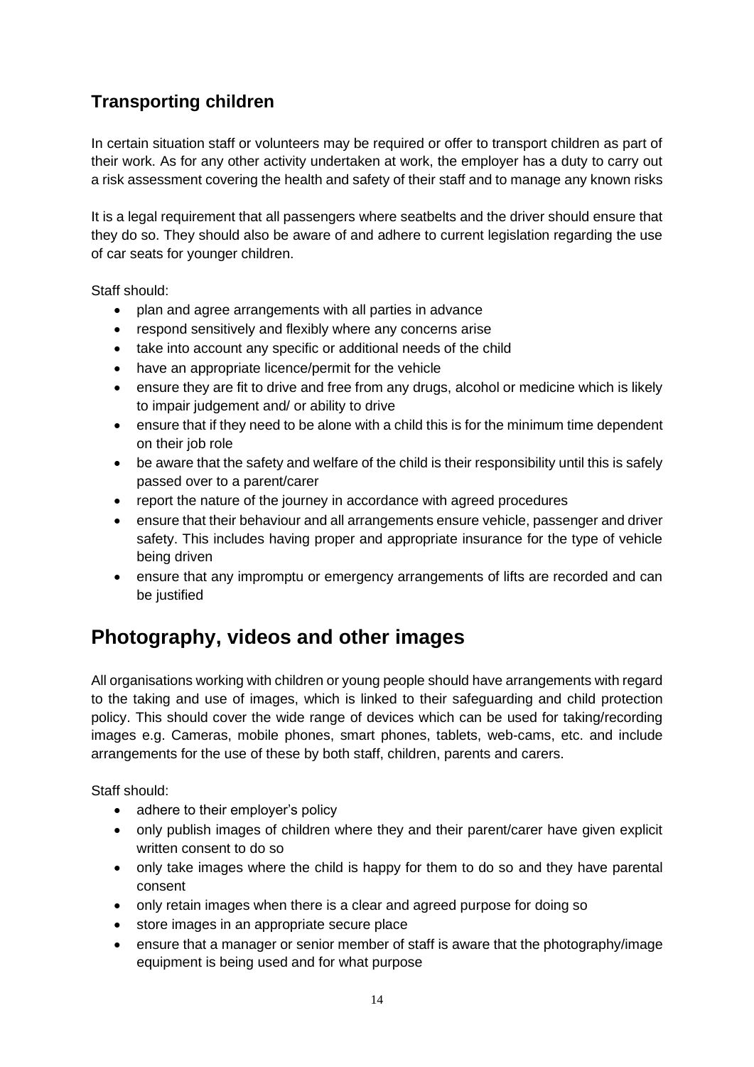### Transporting children

In certain situation staff or volunteers may be required or offer to transport children as part of their work. As for any other activity undertaken at work, the employer has a duty to carry out a risk assessment covering the health and safety of their staff and to manage any known risks

It is a legal requirement that all passengers where seatbelts and the driver should ensure that they do so. They should also be aware of and adhere to current legislation regarding the use of car seats for younger children.

Staff should:

- plan and agree arrangements with all parties in advance
- respond sensitively and flexibly where any concerns arise
- take into account any specific or additional needs of the child
- have an appropriate licence/permit for the vehicle
- ensure they are fit to drive and free from any drugs, alcohol or medicine which is likely to impair judgement and/ or ability to drive
- ensure that if they need to be alone with a child this is for the minimum time dependent on their job role
- be aware that the safety and welfare of the child is their responsibility until this is safely passed over to a parent/carer
- report the nature of the journey in accordance with agreed procedures
- ensure that their behaviour and all arrangements ensure vehicle, passenger and driver safety. This includes having proper and appropriate insurance for the type of vehicle being driven
- ensure that any impromptu or emergency arrangements of lifts are recorded and can be justified

## Photography, videos and other images

All organisations working with children or young people should have arrangements with regard to the taking and use of images, which is linked to their safeguarding and child protection policy. This should cover the wide range of devices which can be used for taking/recording images e.g. Cameras, mobile phones, smart phones, tablets, web-cams, etc. and include arrangements for the use of these by both staff, children, parents and carers.

Staff should:

- adhere to their employer's policy
- only publish images of children where they and their parent/carer have given explicit written consent to do so
- only take images where the child is happy for them to do so and they have parental consent
- only retain images when there is a clear and agreed purpose for doing so
- store images in an appropriate secure place
- ensure that a manager or senior member of staff is aware that the photography/image equipment is being used and for what purpose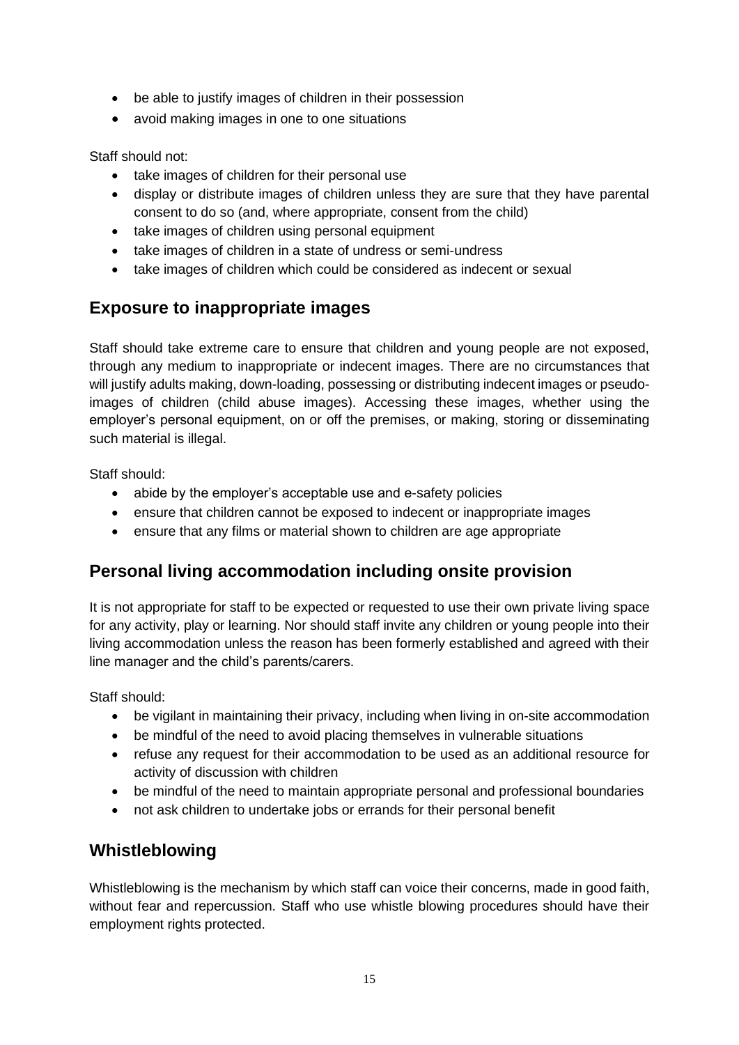- be able to justify images of children in their possession
- avoid making images in one to one situations

Staff should not:

- take images of children for their personal use
- display or distribute images of children unless they are sure that they have parental consent to do so (and, where appropriate, consent from the child)
- take images of children using personal equipment
- take images of children in a state of undress or semi-undress
- take images of children which could be considered as indecent or sexual

## Exposure to inappropriate images

Staff should take extreme care to ensure that children and young people are not exposed, through any medium to inappropriate or indecent images. There are no circumstances that will justify adults making, down-loading, possessing or distributing indecent images or pseudo-images of children (child abuse images). Accessing these images, whether using the employer's personal equipment, on or off the premises, or making, storing or disseminating such material is illegal.

Staff should:

- abide by the employer's acceptable use and e-safety policies
- ensure that children cannot be exposed to indecent or inappropriate images
- ensure that any films or material shown to children are age appropriate

## Personal living accommodation including onsite provision

It is not appropriate for staff to be expected or requested to use their own private living space for any activity, play or learning. Nor should staff invite any children or young people into their living accommodation unless the reason has been formerly established and agreed with their line manager and the child's parents/carers.

Staff should:

- be vigilant in maintaining their privacy, including when living in on-site accommodation
- be mindful of the need to avoid placing themselves in vulnerable situations
- refuse any request for their accommodation to be used as an additional resource for activity of discussion with children
- be mindful of the need to maintain appropriate personal and professional boundaries
- not ask children to undertake jobs or errands for their personal benefit

## Whistleblowing

Whistleblowing is the mechanism by which staff can voice their concerns, made in good faith, without fear and repercussion. Staff who use whistle blowing procedures should have their employment rights protected.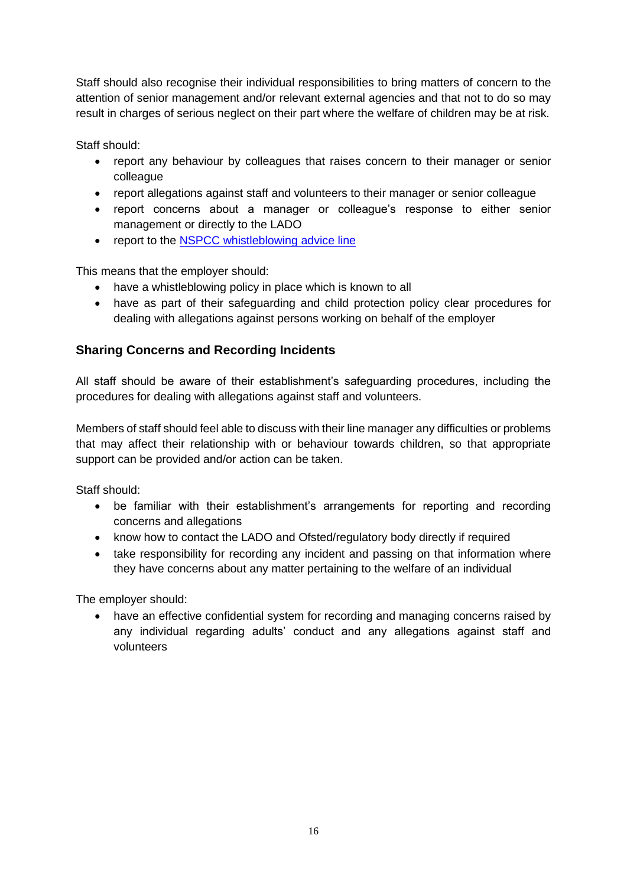Staff should also recognise their individual responsibilities to bring matters of concern to the attention of senior management and/or relevant external agencies and that not to do so may result in charges of serious neglect on their part where the welfare of children may be at risk.

Staff should:

- report any behaviour by colleagues that raises concern to their manager or senior colleague
- report allegations against staff and volunteers to their manager or senior colleague
- report concerns about a manager or colleague's response to either senior management or directly to the LADO
- report to the NSPCC whistleblowing advice line

This means that the employer should:

- have a whistleblowing policy in place which is known to all
- have as part of their safeguarding and child protection policy clear procedures for dealing with allegations against persons working on behalf of the employer

### Sharing Concerns and Recording Incidents

All staff should be aware of their establishment's safeguarding procedures, including the procedures for dealing with allegations against staff and volunteers.

Members of staff should feel able to discuss with their line manager any difficulties or problems that may affect their relationship with or behaviour towards children, so that appropriate support can be provided and/or action can be taken.

Staff should:

- be familiar with their establishment's arrangements for reporting and recording concerns and allegations
- know how to contact the LADO and Ofsted/regulatory body directly if required
- take responsibility for recording any incident and passing on that information where they have concerns about any matter pertaining to the welfare of an individual

The employer should:

- have an effective confidential system for recording and managing concerns raised by any individual regarding adults' conduct and any allegations against staff and volunteers